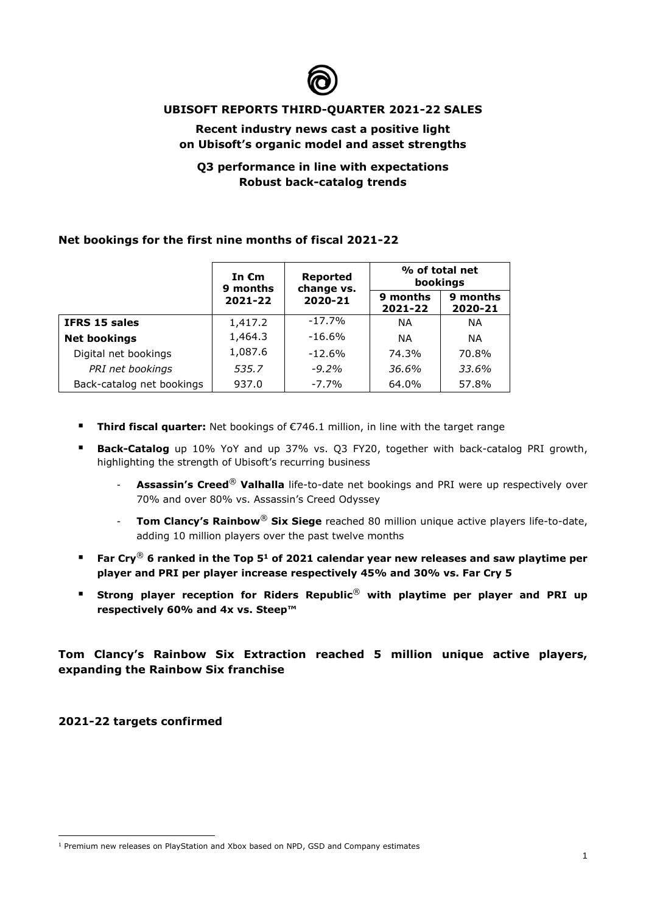# UBISOFT REPORTS THIRD-QUARTER 2021-22 SALES

**Recent industry news cast a positive light on Ubisoft's organic model and asset strengths**

**Q3 performance in line with expectations**
**Robust back-catalog trends**

## Net bookings for the first nine months of fiscal 2021-22

| | In €m 9 months 2021-22 | Reported change vs. 2020-21 | % of total net bookings | |
|---|---|---|---|---|
| | | | 9 months 2021-22 | 9 months 2020-21 |
| **IFRS 15 sales** | 1,417.2 | -17.7% | NA | NA |
| **Net bookings** | 1,464.3 | -16.6% | NA | NA |
| Digital net bookings | 1,087.6 | -12.6% | 74.3% | 70.8% |
| *PRI net bookings* | *535.7* | *-9.2%* | *36.6%* | *33.6%* |
| Back-catalog net bookings | 937.0 | -7.7% | 64.0% | 57.8% |

- **Third fiscal quarter:** Net bookings of €746.1 million, in line with the target range
- **Back-Catalog** up 10% YoY and up 37% vs. Q3 FY20, together with back-catalog PRI growth, highlighting the strength of Ubisoft's recurring business
  - **Assassin's Creed® Valhalla** life-to-date net bookings and PRI were up respectively over 70% and over 80% vs. Assassin's Creed Odyssey
  - **Tom Clancy's Rainbow® Six Siege** reached 80 million unique active players life-to-date, adding 10 million players over the past twelve months
- **Far Cry® 6 ranked in the Top 5[1] of 2021 calendar year new releases and saw playtime per player and PRI per player increase respectively 45% and 30% vs. Far Cry 5**
- **Strong player reception for Riders Republic® with playtime per player and PRI up respectively 60% and 4x vs. Steep™**

**Tom Clancy's Rainbow Six Extraction reached 5 million unique active players, expanding the Rainbow Six franchise**

**2021-22 targets confirmed**

[1] Premium new releases on PlayStation and Xbox based on NPD, GSD and Company estimates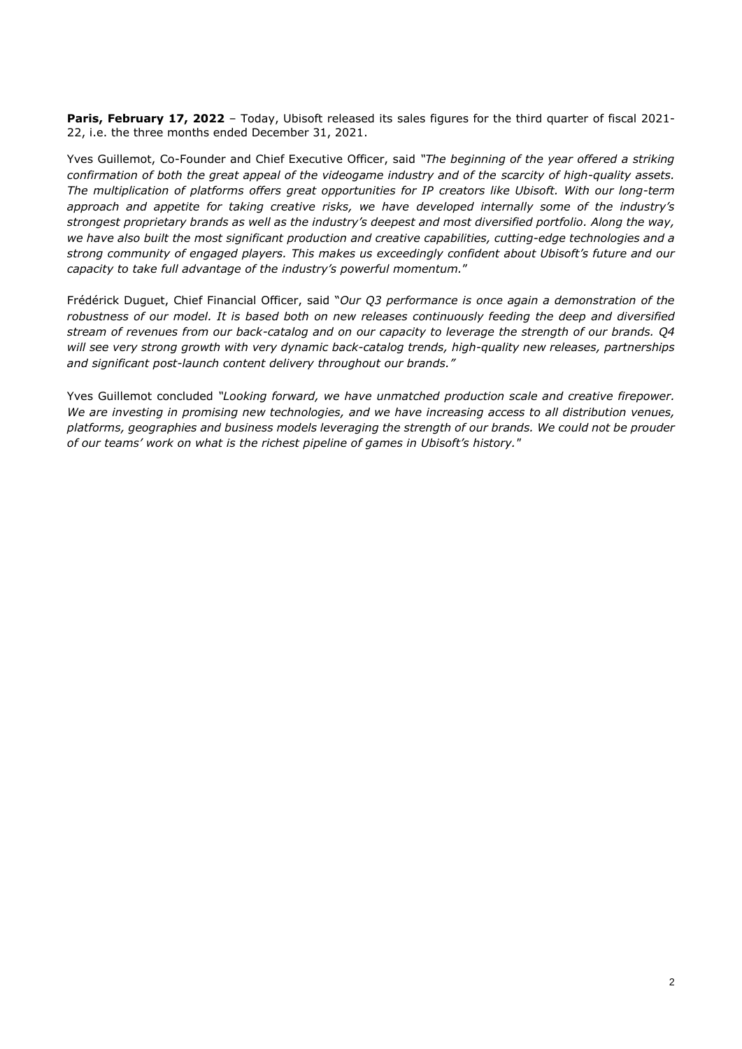**Paris, February 17, 2022** – Today, Ubisoft released its sales figures for the third quarter of fiscal 2021-22, i.e. the three months ended December 31, 2021.

Yves Guillemot, Co-Founder and Chief Executive Officer, said *"The beginning of the year offered a striking confirmation of both the great appeal of the videogame industry and of the scarcity of high-quality assets. The multiplication of platforms offers great opportunities for IP creators like Ubisoft. With our long-term approach and appetite for taking creative risks, we have developed internally some of the industry's strongest proprietary brands as well as the industry's deepest and most diversified portfolio. Along the way, we have also built the most significant production and creative capabilities, cutting-edge technologies and a strong community of engaged players. This makes us exceedingly confident about Ubisoft's future and our capacity to take full advantage of the industry's powerful momentum.*"

Frédérick Duguet, Chief Financial Officer, said "*Our Q3 performance is once again a demonstration of the robustness of our model. It is based both on new releases continuously feeding the deep and diversified stream of revenues from our back-catalog and on our capacity to leverage the strength of our brands. Q4 will see very strong growth with very dynamic back-catalog trends, high-quality new releases, partnerships and significant post-launch content delivery throughout our brands."*

Yves Guillemot concluded *"Looking forward, we have unmatched production scale and creative firepower. We are investing in promising new technologies, and we have increasing access to all distribution venues, platforms, geographies and business models leveraging the strength of our brands. We could not be prouder of our teams' work on what is the richest pipeline of games in Ubisoft's history."*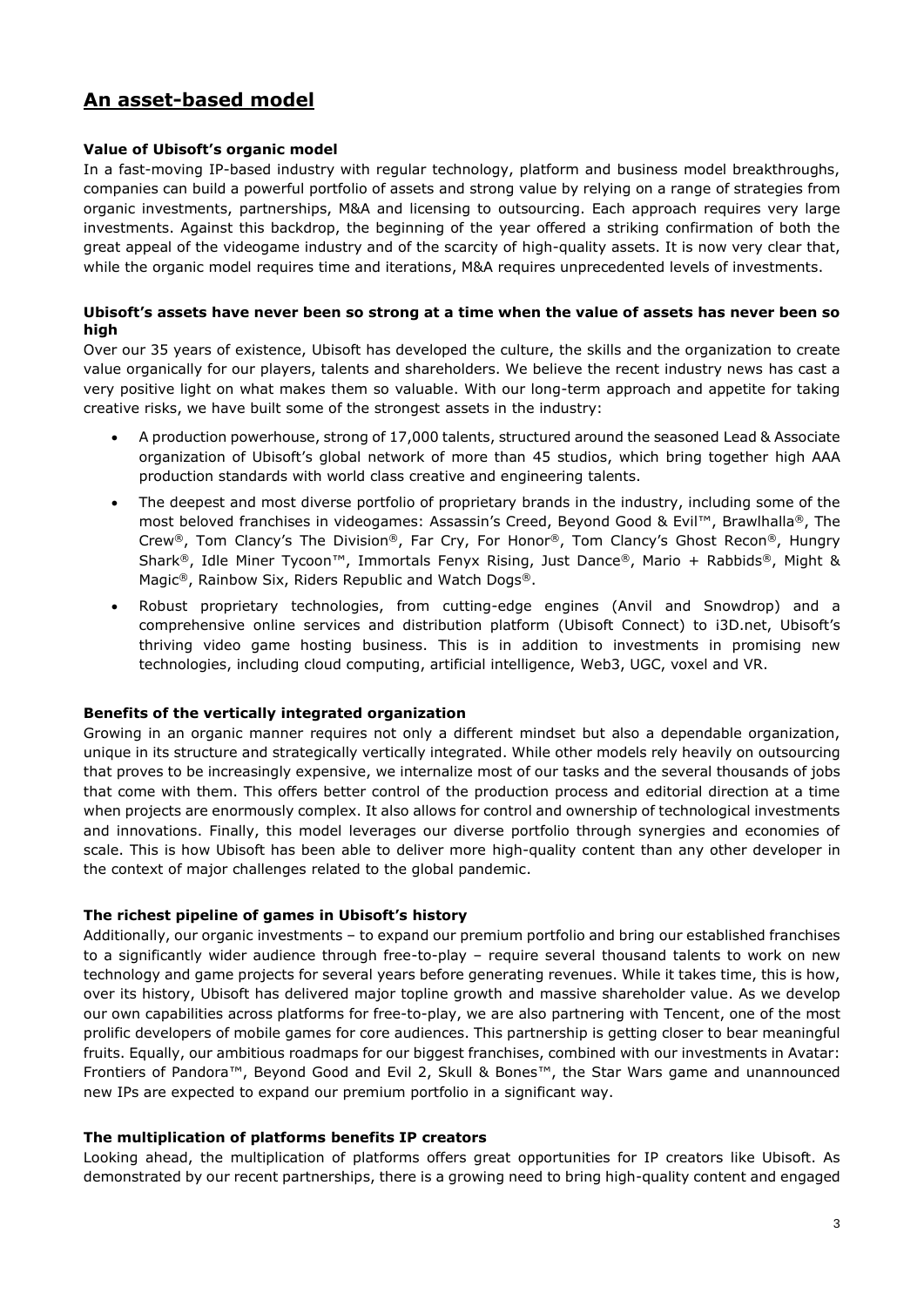## An asset-based model

**Value of Ubisoft's organic model**

In a fast-moving IP-based industry with regular technology, platform and business model breakthroughs, companies can build a powerful portfolio of assets and strong value by relying on a range of strategies from organic investments, partnerships, M&A and licensing to outsourcing. Each approach requires very large investments. Against this backdrop, the beginning of the year offered a striking confirmation of both the great appeal of the videogame industry and of the scarcity of high-quality assets. It is now very clear that, while the organic model requires time and iterations, M&A requires unprecedented levels of investments.

**Ubisoft's assets have never been so strong at a time when the value of assets has never been so high**

Over our 35 years of existence, Ubisoft has developed the culture, the skills and the organization to create value organically for our players, talents and shareholders. We believe the recent industry news has cast a very positive light on what makes them so valuable. With our long-term approach and appetite for taking creative risks, we have built some of the strongest assets in the industry:

- A production powerhouse, strong of 17,000 talents, structured around the seasoned Lead & Associate organization of Ubisoft's global network of more than 45 studios, which bring together high AAA production standards with world class creative and engineering talents.
- The deepest and most diverse portfolio of proprietary brands in the industry, including some of the most beloved franchises in videogames: Assassin's Creed, Beyond Good & Evil™, Brawlhalla®, The Crew®, Tom Clancy's The Division®, Far Cry, For Honor®, Tom Clancy's Ghost Recon®, Hungry Shark®, Idle Miner Tycoon™, Immortals Fenyx Rising, Just Dance®, Mario + Rabbids®, Might & Magic®, Rainbow Six, Riders Republic and Watch Dogs®.
- Robust proprietary technologies, from cutting-edge engines (Anvil and Snowdrop) and a comprehensive online services and distribution platform (Ubisoft Connect) to i3D.net, Ubisoft's thriving video game hosting business. This is in addition to investments in promising new technologies, including cloud computing, artificial intelligence, Web3, UGC, voxel and VR.

**Benefits of the vertically integrated organization**

Growing in an organic manner requires not only a different mindset but also a dependable organization, unique in its structure and strategically vertically integrated. While other models rely heavily on outsourcing that proves to be increasingly expensive, we internalize most of our tasks and the several thousands of jobs that come with them. This offers better control of the production process and editorial direction at a time when projects are enormously complex. It also allows for control and ownership of technological investments and innovations. Finally, this model leverages our diverse portfolio through synergies and economies of scale. This is how Ubisoft has been able to deliver more high-quality content than any other developer in the context of major challenges related to the global pandemic.

**The richest pipeline of games in Ubisoft's history**

Additionally, our organic investments – to expand our premium portfolio and bring our established franchises to a significantly wider audience through free-to-play – require several thousand talents to work on new technology and game projects for several years before generating revenues. While it takes time, this is how, over its history, Ubisoft has delivered major topline growth and massive shareholder value. As we develop our own capabilities across platforms for free-to-play, we are also partnering with Tencent, one of the most prolific developers of mobile games for core audiences. This partnership is getting closer to bear meaningful fruits. Equally, our ambitious roadmaps for our biggest franchises, combined with our investments in Avatar: Frontiers of Pandora™, Beyond Good and Evil 2, Skull & Bones™, the Star Wars game and unannounced new IPs are expected to expand our premium portfolio in a significant way.

**The multiplication of platforms benefits IP creators**

Looking ahead, the multiplication of platforms offers great opportunities for IP creators like Ubisoft. As demonstrated by our recent partnerships, there is a growing need to bring high-quality content and engaged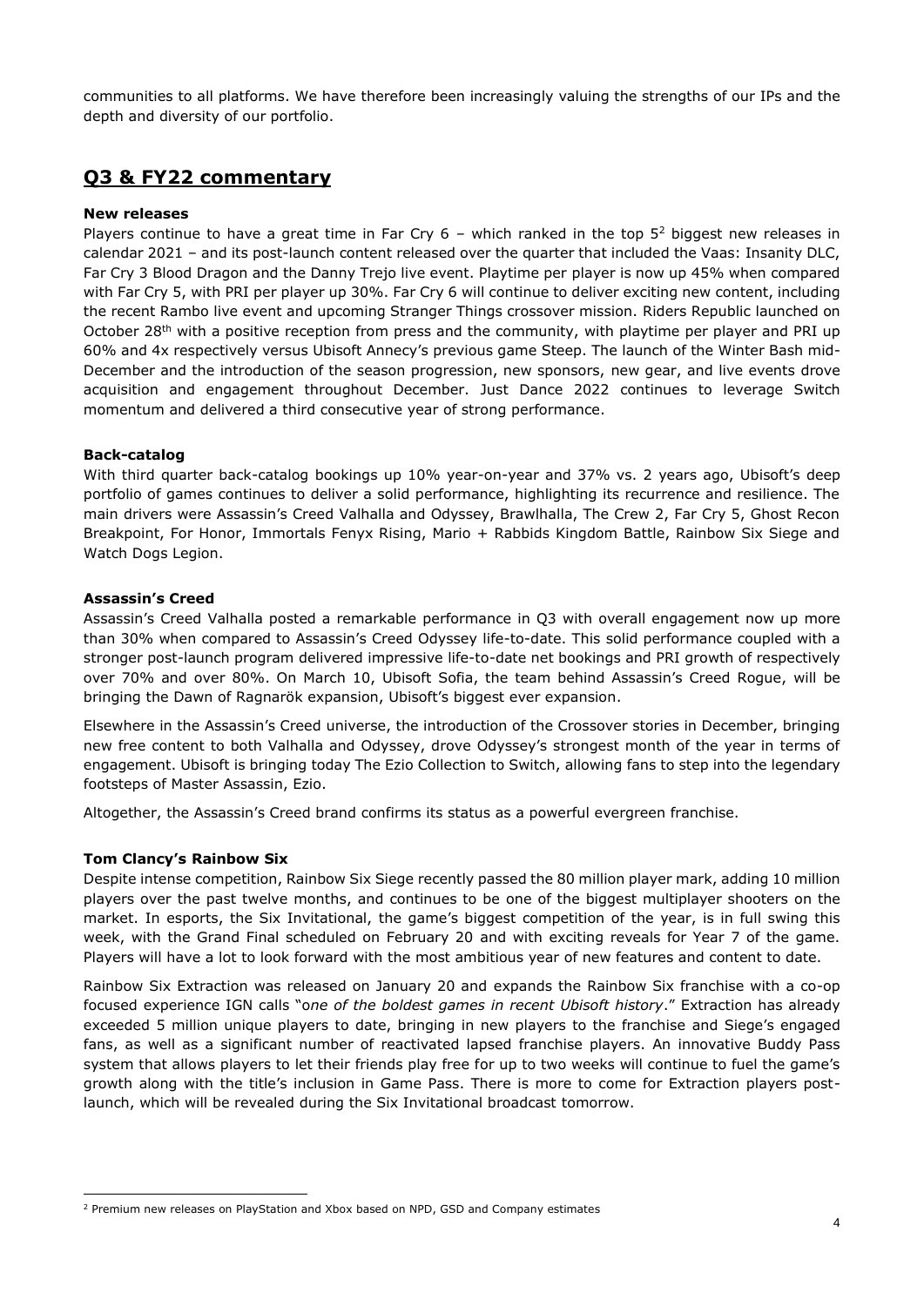communities to all platforms. We have therefore been increasingly valuing the strengths of our IPs and the depth and diversity of our portfolio.

## Q3 & FY22 commentary

**New releases**

Players continue to have a great time in Far Cry 6 – which ranked in the top 5[2] biggest new releases in calendar 2021 – and its post-launch content released over the quarter that included the Vaas: Insanity DLC, Far Cry 3 Blood Dragon and the Danny Trejo live event. Playtime per player is now up 45% when compared with Far Cry 5, with PRI per player up 30%. Far Cry 6 will continue to deliver exciting new content, including the recent Rambo live event and upcoming Stranger Things crossover mission. Riders Republic launched on October 28th with a positive reception from press and the community, with playtime per player and PRI up 60% and 4x respectively versus Ubisoft Annecy's previous game Steep. The launch of the Winter Bash mid-December and the introduction of the season progression, new sponsors, new gear, and live events drove acquisition and engagement throughout December. Just Dance 2022 continues to leverage Switch momentum and delivered a third consecutive year of strong performance.

**Back-catalog**

With third quarter back-catalog bookings up 10% year-on-year and 37% vs. 2 years ago, Ubisoft's deep portfolio of games continues to deliver a solid performance, highlighting its recurrence and resilience. The main drivers were Assassin's Creed Valhalla and Odyssey, Brawlhalla, The Crew 2, Far Cry 5, Ghost Recon Breakpoint, For Honor, Immortals Fenyx Rising, Mario + Rabbids Kingdom Battle, Rainbow Six Siege and Watch Dogs Legion.

**Assassin's Creed**

Assassin's Creed Valhalla posted a remarkable performance in Q3 with overall engagement now up more than 30% when compared to Assassin's Creed Odyssey life-to-date. This solid performance coupled with a stronger post-launch program delivered impressive life-to-date net bookings and PRI growth of respectively over 70% and over 80%. On March 10, Ubisoft Sofia, the team behind Assassin's Creed Rogue, will be bringing the Dawn of Ragnarök expansion, Ubisoft's biggest ever expansion.

Elsewhere in the Assassin's Creed universe, the introduction of the Crossover stories in December, bringing new free content to both Valhalla and Odyssey, drove Odyssey's strongest month of the year in terms of engagement. Ubisoft is bringing today The Ezio Collection to Switch, allowing fans to step into the legendary footsteps of Master Assassin, Ezio.

Altogether, the Assassin's Creed brand confirms its status as a powerful evergreen franchise.

**Tom Clancy's Rainbow Six**

Despite intense competition, Rainbow Six Siege recently passed the 80 million player mark, adding 10 million players over the past twelve months, and continues to be one of the biggest multiplayer shooters on the market. In esports, the Six Invitational, the game's biggest competition of the year, is in full swing this week, with the Grand Final scheduled on February 20 and with exciting reveals for Year 7 of the game. Players will have a lot to look forward with the most ambitious year of new features and content to date.

Rainbow Six Extraction was released on January 20 and expands the Rainbow Six franchise with a co-op focused experience IGN calls "*one of the boldest games in recent Ubisoft history*." Extraction has already exceeded 5 million unique players to date, bringing in new players to the franchise and Siege's engaged fans, as well as a significant number of reactivated lapsed franchise players. An innovative Buddy Pass system that allows players to let their friends play free for up to two weeks will continue to fuel the game's growth along with the title's inclusion in Game Pass. There is more to come for Extraction players post-launch, which will be revealed during the Six Invitational broadcast tomorrow.

[2] Premium new releases on PlayStation and Xbox based on NPD, GSD and Company estimates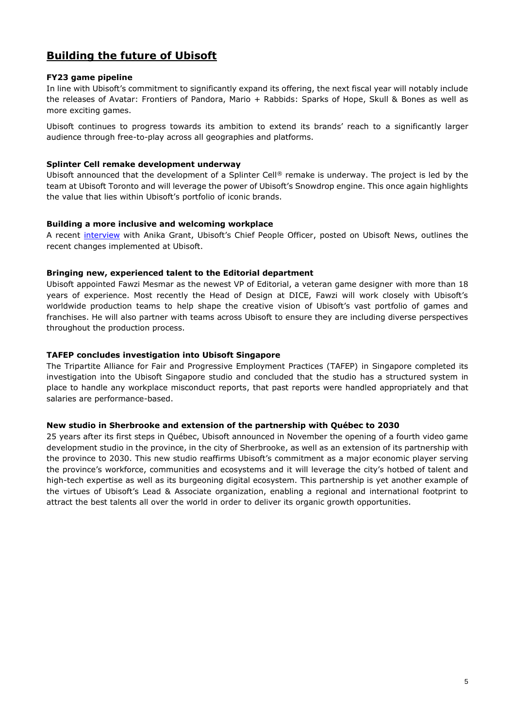## Building the future of Ubisoft

**FY23 game pipeline**

In line with Ubisoft's commitment to significantly expand its offering, the next fiscal year will notably include the releases of Avatar: Frontiers of Pandora, Mario + Rabbids: Sparks of Hope, Skull & Bones as well as more exciting games.

Ubisoft continues to progress towards its ambition to extend its brands' reach to a significantly larger audience through free-to-play across all geographies and platforms.

**Splinter Cell remake development underway**

Ubisoft announced that the development of a Splinter Cell® remake is underway. The project is led by the team at Ubisoft Toronto and will leverage the power of Ubisoft's Snowdrop engine. This once again highlights the value that lies within Ubisoft's portfolio of iconic brands.

**Building a more inclusive and welcoming workplace**

A recent interview with Anika Grant, Ubisoft's Chief People Officer, posted on Ubisoft News, outlines the recent changes implemented at Ubisoft.

**Bringing new, experienced talent to the Editorial department**

Ubisoft appointed Fawzi Mesmar as the newest VP of Editorial, a veteran game designer with more than 18 years of experience. Most recently the Head of Design at DICE, Fawzi will work closely with Ubisoft's worldwide production teams to help shape the creative vision of Ubisoft's vast portfolio of games and franchises. He will also partner with teams across Ubisoft to ensure they are including diverse perspectives throughout the production process.

**TAFEP concludes investigation into Ubisoft Singapore**

The Tripartite Alliance for Fair and Progressive Employment Practices (TAFEP) in Singapore completed its investigation into the Ubisoft Singapore studio and concluded that the studio has a structured system in place to handle any workplace misconduct reports, that past reports were handled appropriately and that salaries are performance-based.

**New studio in Sherbrooke and extension of the partnership with Québec to 2030**

25 years after its first steps in Québec, Ubisoft announced in November the opening of a fourth video game development studio in the province, in the city of Sherbrooke, as well as an extension of its partnership with the province to 2030. This new studio reaffirms Ubisoft's commitment as a major economic player serving the province's workforce, communities and ecosystems and it will leverage the city's hotbed of talent and high-tech expertise as well as its burgeoning digital ecosystem. This partnership is yet another example of the virtues of Ubisoft's Lead & Associate organization, enabling a regional and international footprint to attract the best talents all over the world in order to deliver its organic growth opportunities.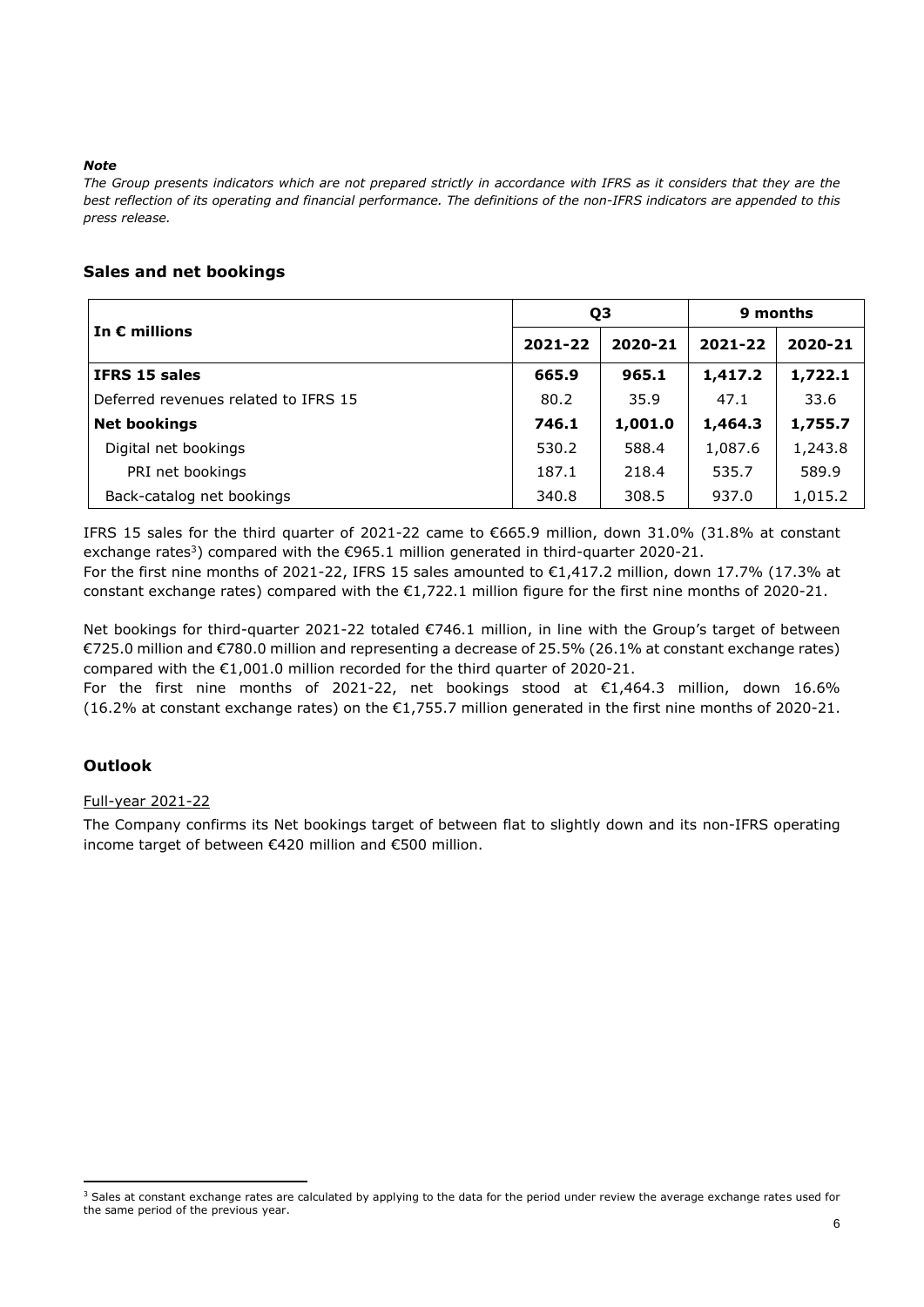***Note***

*The Group presents indicators which are not prepared strictly in accordance with IFRS as it considers that they are the best reflection of its operating and financial performance. The definitions of the non-IFRS indicators are appended to this press release.*

## Sales and net bookings

| In € millions | Q3 | | 9 months | |
|---|---|---|---|---|
| | **2021-22** | **2020-21** | **2021-22** | **2020-21** |
| **IFRS 15 sales** | **665.9** | **965.1** | **1,417.2** | **1,722.1** |
| Deferred revenues related to IFRS 15 | 80.2 | 35.9 | 47.1 | 33.6 |
| **Net bookings** | **746.1** | **1,001.0** | **1,464.3** | **1,755.7** |
| Digital net bookings | 530.2 | 588.4 | 1,087.6 | 1,243.8 |
| PRI net bookings | 187.1 | 218.4 | 535.7 | 589.9 |
| Back-catalog net bookings | 340.8 | 308.5 | 937.0 | 1,015.2 |

IFRS 15 sales for the third quarter of 2021-22 came to €665.9 million, down 31.0% (31.8% at constant exchange rates[3]) compared with the €965.1 million generated in third-quarter 2020-21.
For the first nine months of 2021-22, IFRS 15 sales amounted to €1,417.2 million, down 17.7% (17.3% at constant exchange rates) compared with the €1,722.1 million figure for the first nine months of 2020-21.

Net bookings for third-quarter 2021-22 totaled €746.1 million, in line with the Group's target of between €725.0 million and €780.0 million and representing a decrease of 25.5% (26.1% at constant exchange rates) compared with the €1,001.0 million recorded for the third quarter of 2020-21.
For the first nine months of 2021-22, net bookings stood at €1,464.3 million, down 16.6% (16.2% at constant exchange rates) on the €1,755.7 million generated in the first nine months of 2020-21.

## Outlook

Full-year 2021-22

The Company confirms its Net bookings target of between flat to slightly down and its non-IFRS operating income target of between €420 million and €500 million.

[3] Sales at constant exchange rates are calculated by applying to the data for the period under review the average exchange rates used for the same period of the previous year.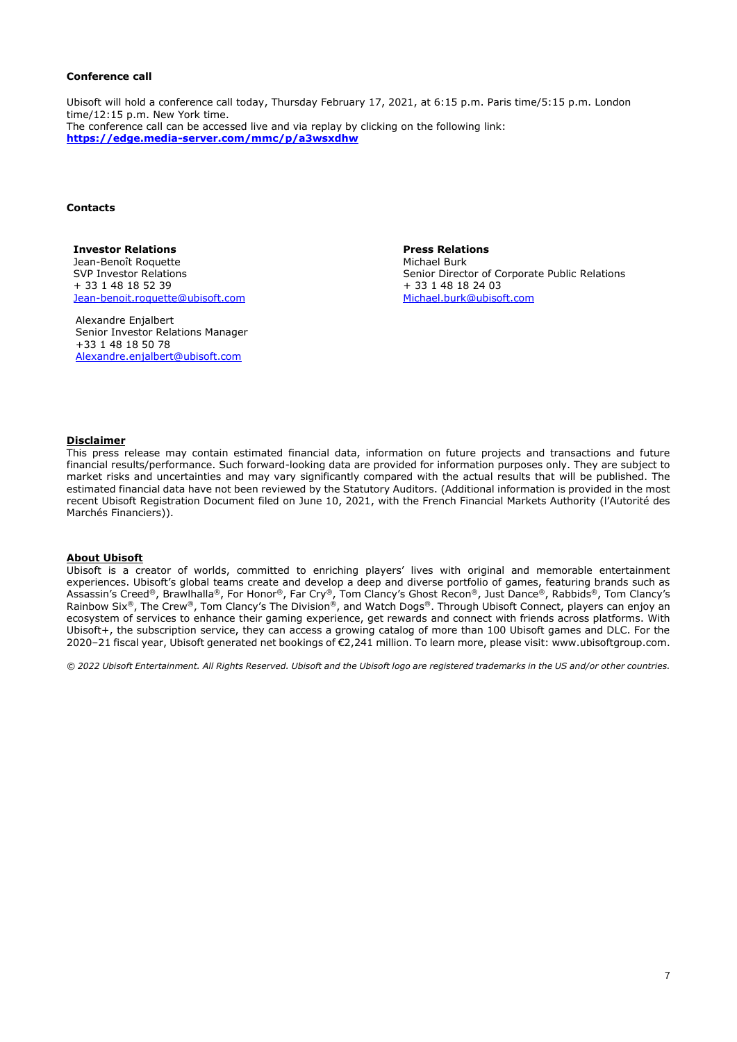**Conference call**

Ubisoft will hold a conference call today, Thursday February 17, 2021, at 6:15 p.m. Paris time/5:15 p.m. London time/12:15 p.m. New York time.
The conference call can be accessed live and via replay by clicking on the following link:
**https://edge.media-server.com/mmc/p/a3wsxdhw**

**Contacts**

**Investor Relations**
Jean-Benoît Roquette
SVP Investor Relations
+ 33 1 48 18 52 39
Jean-benoit.roquette@ubisoft.com

Alexandre Enjalbert
Senior Investor Relations Manager
+33 1 48 18 50 78
Alexandre.enjalbert@ubisoft.com

**Press Relations**
Michael Burk
Senior Director of Corporate Public Relations
+ 33 1 48 18 24 03
Michael.burk@ubisoft.com

**Disclaimer**

This press release may contain estimated financial data, information on future projects and transactions and future financial results/performance. Such forward-looking data are provided for information purposes only. They are subject to market risks and uncertainties and may vary significantly compared with the actual results that will be published. The estimated financial data have not been reviewed by the Statutory Auditors. (Additional information is provided in the most recent Ubisoft Registration Document filed on June 10, 2021, with the French Financial Markets Authority (l'Autorité des Marchés Financiers)).

**About Ubisoft**

Ubisoft is a creator of worlds, committed to enriching players' lives with original and memorable entertainment experiences. Ubisoft's global teams create and develop a deep and diverse portfolio of games, featuring brands such as Assassin's Creed®, Brawlhalla®, For Honor®, Far Cry®, Tom Clancy's Ghost Recon®, Just Dance®, Rabbids®, Tom Clancy's Rainbow Six®, The Crew®, Tom Clancy's The Division®, and Watch Dogs®. Through Ubisoft Connect, players can enjoy an ecosystem of services to enhance their gaming experience, get rewards and connect with friends across platforms. With Ubisoft+, the subscription service, they can access a growing catalog of more than 100 Ubisoft games and DLC. For the 2020–21 fiscal year, Ubisoft generated net bookings of €2,241 million. To learn more, please visit: www.ubisoftgroup.com.

*© 2022 Ubisoft Entertainment. All Rights Reserved. Ubisoft and the Ubisoft logo are registered trademarks in the US and/or other countries.*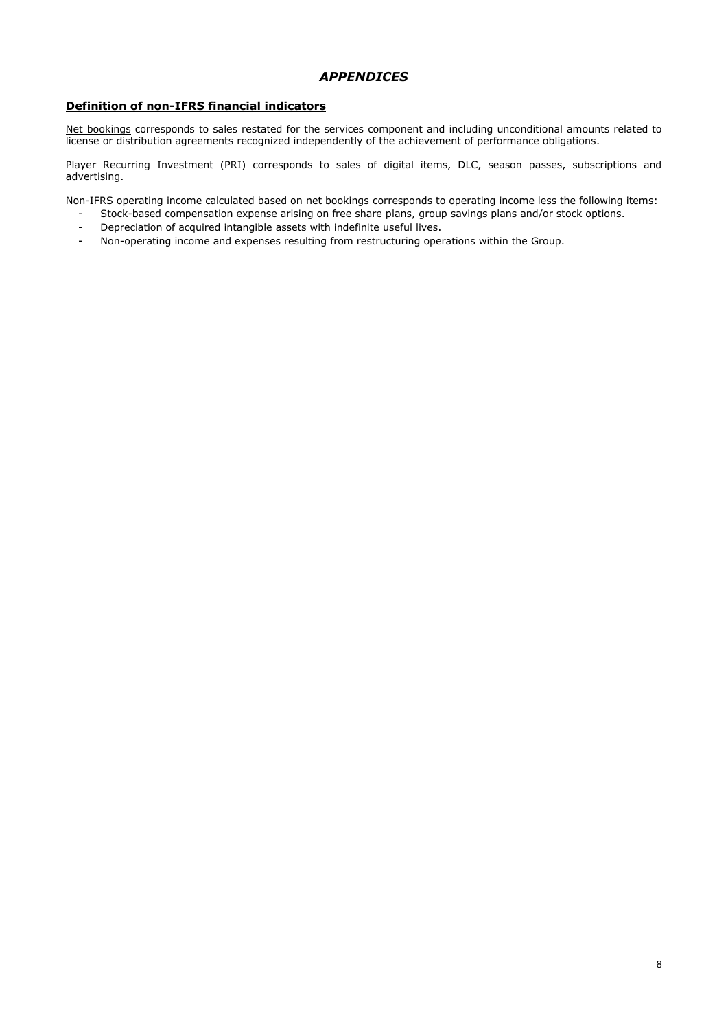# *APPENDICES*

## Definition of non-IFRS financial indicators

Net bookings corresponds to sales restated for the services component and including unconditional amounts related to license or distribution agreements recognized independently of the achievement of performance obligations.

Player Recurring Investment (PRI) corresponds to sales of digital items, DLC, season passes, subscriptions and advertising.

Non-IFRS operating income calculated based on net bookings corresponds to operating income less the following items:

- Stock-based compensation expense arising on free share plans, group savings plans and/or stock options.
- Depreciation of acquired intangible assets with indefinite useful lives.
- Non-operating income and expenses resulting from restructuring operations within the Group.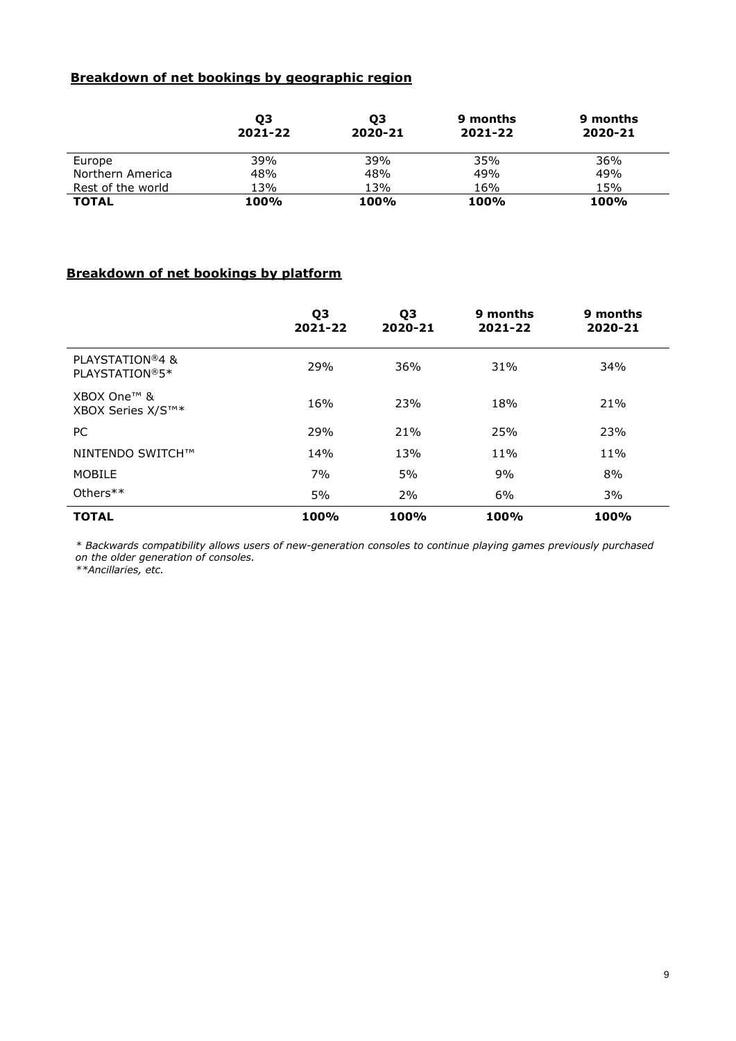## Breakdown of net bookings by geographic region

| | Q3 2021-22 | Q3 2020-21 | 9 months 2021-22 | 9 months 2020-21 |
|---|---|---|---|---|
| Europe | 39% | 39% | 35% | 36% |
| Northern America | 48% | 48% | 49% | 49% |
| Rest of the world | 13% | 13% | 16% | 15% |
| **TOTAL** | **100%** | **100%** | **100%** | **100%** |

## Breakdown of net bookings by platform

| | Q3 2021-22 | Q3 2020-21 | 9 months 2021-22 | 9 months 2020-21 |
|---|---|---|---|---|
| PLAYSTATION®4 & PLAYSTATION®5* | 29% | 36% | 31% | 34% |
| XBOX One™ & XBOX Series X/S™* | 16% | 23% | 18% | 21% |
| PC | 29% | 21% | 25% | 23% |
| NINTENDO SWITCH™ | 14% | 13% | 11% | 11% |
| MOBILE | 7% | 5% | 9% | 8% |
| Others** | 5% | 2% | 6% | 3% |
| **TOTAL** | **100%** | **100%** | **100%** | **100%** |

*\* Backwards compatibility allows users of new-generation consoles to continue playing games previously purchased on the older generation of consoles.*
*\*\*Ancillaries, etc.*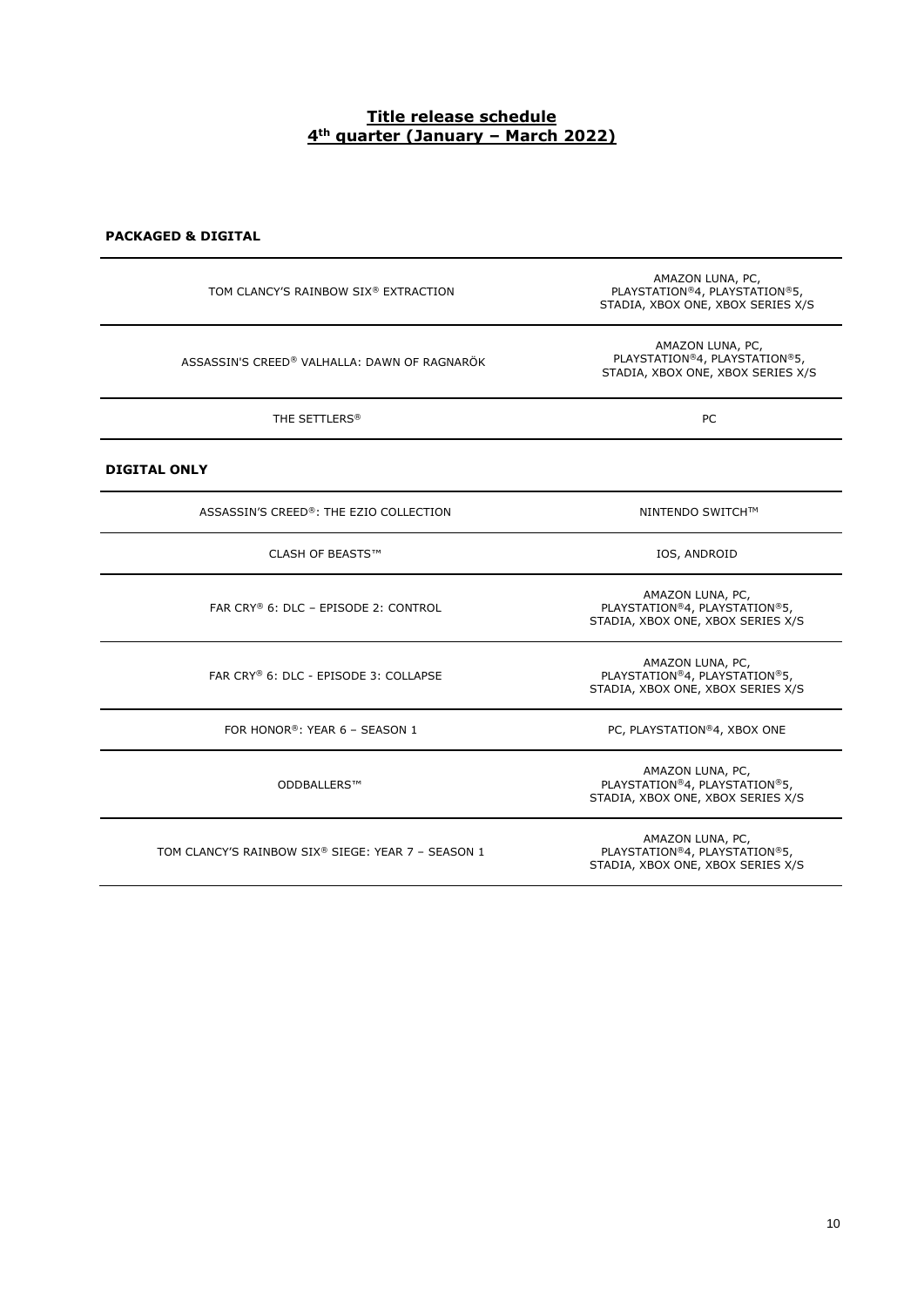**Title release schedule**
**4th quarter (January – March 2022)**

**PACKAGED & DIGITAL**

| | |
|---|---|
| TOM CLANCY'S RAINBOW SIX® EXTRACTION | AMAZON LUNA, PC, PLAYSTATION®4, PLAYSTATION®5, STADIA, XBOX ONE, XBOX SERIES X/S |
| ASSASSIN'S CREED® VALHALLA: DAWN OF RAGNARÖK | AMAZON LUNA, PC, PLAYSTATION®4, PLAYSTATION®5, STADIA, XBOX ONE, XBOX SERIES X/S |
| THE SETTLERS® | PC |

**DIGITAL ONLY**

| | |
|---|---|
| ASSASSIN'S CREED®: THE EZIO COLLECTION | NINTENDO SWITCH™ |
| CLASH OF BEASTS™ | IOS, ANDROID |
| FAR CRY® 6: DLC – EPISODE 2: CONTROL | AMAZON LUNA, PC, PLAYSTATION®4, PLAYSTATION®5, STADIA, XBOX ONE, XBOX SERIES X/S |
| FAR CRY® 6: DLC - EPISODE 3: COLLAPSE | AMAZON LUNA, PC, PLAYSTATION®4, PLAYSTATION®5, STADIA, XBOX ONE, XBOX SERIES X/S |
| FOR HONOR®: YEAR 6 – SEASON 1 | PC, PLAYSTATION®4, XBOX ONE |
| ODDBALLERS™ | AMAZON LUNA, PC, PLAYSTATION®4, PLAYSTATION®5, STADIA, XBOX ONE, XBOX SERIES X/S |
| TOM CLANCY'S RAINBOW SIX® SIEGE: YEAR 7 – SEASON 1 | AMAZON LUNA, PC, PLAYSTATION®4, PLAYSTATION®5, STADIA, XBOX ONE, XBOX SERIES X/S |